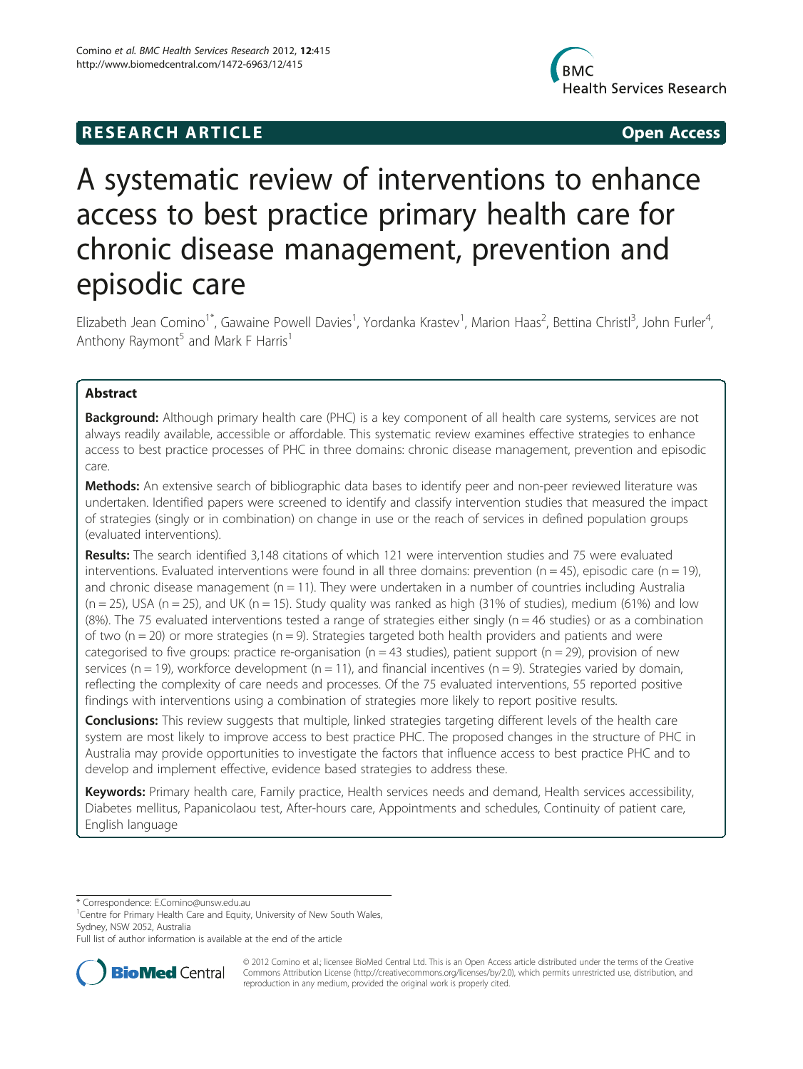**RESEARCH ARTICLE** **Open Access**

# A systematic review of interventions to enhance access to best practice primary health care for chronic disease management, prevention and episodic care

Elizabeth Jean Comino[1*], Gawaine Powell Davies[1], Yordanka Krastev[1], Marion Haas[2], Bettina Christl[3], John Furler[4], Anthony Raymont[5] and Mark F Harris[1]

## Abstract

**Background:** Although primary health care (PHC) is a key component of all health care systems, services are not always readily available, accessible or affordable. This systematic review examines effective strategies to enhance access to best practice processes of PHC in three domains: chronic disease management, prevention and episodic care.

**Methods:** An extensive search of bibliographic data bases to identify peer and non-peer reviewed literature was undertaken. Identified papers were screened to identify and classify intervention studies that measured the impact of strategies (singly or in combination) on change in use or the reach of services in defined population groups (evaluated interventions).

**Results:** The search identified 3,148 citations of which 121 were intervention studies and 75 were evaluated interventions. Evaluated interventions were found in all three domains: prevention (n = 45), episodic care (n = 19), and chronic disease management (n = 11). They were undertaken in a number of countries including Australia (n = 25), USA (n = 25), and UK (n = 15). Study quality was ranked as high (31% of studies), medium (61%) and low (8%). The 75 evaluated interventions tested a range of strategies either singly (n = 46 studies) or as a combination of two (n = 20) or more strategies (n = 9). Strategies targeted both health providers and patients and were categorised to five groups: practice re-organisation (n = 43 studies), patient support (n = 29), provision of new services (n = 19), workforce development (n = 11), and financial incentives (n = 9). Strategies varied by domain, reflecting the complexity of care needs and processes. Of the 75 evaluated interventions, 55 reported positive findings with interventions using a combination of strategies more likely to report positive results.

**Conclusions:** This review suggests that multiple, linked strategies targeting different levels of the health care system are most likely to improve access to best practice PHC. The proposed changes in the structure of PHC in Australia may provide opportunities to investigate the factors that influence access to best practice PHC and to develop and implement effective, evidence based strategies to address these.

**Keywords:** Primary health care, Family practice, Health services needs and demand, Health services accessibility, Diabetes mellitus, Papanicolaou test, After-hours care, Appointments and schedules, Continuity of patient care, English language

---

* Correspondence: E.Comino@unsw.edu.au
[1]Centre for Primary Health Care and Equity, University of New South Wales, Sydney, NSW 2052, Australia
Full list of author information is available at the end of the article

© 2012 Comino et al.; licensee BioMed Central Ltd. This is an Open Access article distributed under the terms of the Creative Commons Attribution License (http://creativecommons.org/licenses/by/2.0), which permits unrestricted use, distribution, and reproduction in any medium, provided the original work is properly cited.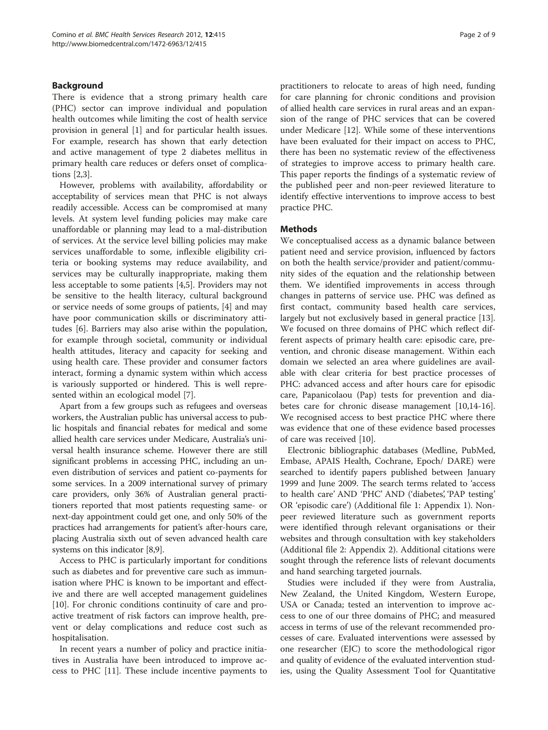## Background

There is evidence that a strong primary health care (PHC) sector can improve individual and population health outcomes while limiting the cost of health service provision in general [1] and for particular health issues. For example, research has shown that early detection and active management of type 2 diabetes mellitus in primary health care reduces or defers onset of complications [2,3].

However, problems with availability, affordability or acceptability of services mean that PHC is not always readily accessible. Access can be compromised at many levels. At system level funding policies may make care unaffordable or planning may lead to a mal-distribution of services. At the service level billing policies may make services unaffordable to some, inflexible eligibility criteria or booking systems may reduce availability, and services may be culturally inappropriate, making them less acceptable to some patients [4,5]. Providers may not be sensitive to the health literacy, cultural background or service needs of some groups of patients, [4] and may have poor communication skills or discriminatory attitudes [6]. Barriers may also arise within the population, for example through societal, community or individual health attitudes, literacy and capacity for seeking and using health care. These provider and consumer factors interact, forming a dynamic system within which access is variously supported or hindered. This is well represented within an ecological model [7].

Apart from a few groups such as refugees and overseas workers, the Australian public has universal access to public hospitals and financial rebates for medical and some allied health care services under Medicare, Australia's universal health insurance scheme. However there are still significant problems in accessing PHC, including an uneven distribution of services and patient co-payments for some services. In a 2009 international survey of primary care providers, only 36% of Australian general practitioners reported that most patients requesting same- or next-day appointment could get one, and only 50% of the practices had arrangements for patient's after-hours care, placing Australia sixth out of seven advanced health care systems on this indicator [8,9].

Access to PHC is particularly important for conditions such as diabetes and for preventive care such as immunisation where PHC is known to be important and effective and there are well accepted management guidelines [10]. For chronic conditions continuity of care and proactive treatment of risk factors can improve health, prevent or delay complications and reduce cost such as hospitalisation.

In recent years a number of policy and practice initiatives in Australia have been introduced to improve access to PHC [11]. These include incentive payments to practitioners to relocate to areas of high need, funding for care planning for chronic conditions and provision of allied health care services in rural areas and an expansion of the range of PHC services that can be covered under Medicare [12]. While some of these interventions have been evaluated for their impact on access to PHC, there has been no systematic review of the effectiveness of strategies to improve access to primary health care. This paper reports the findings of a systematic review of the published peer and non-peer reviewed literature to identify effective interventions to improve access to best practice PHC.

## Methods

We conceptualised access as a dynamic balance between patient need and service provision, influenced by factors on both the health service/provider and patient/community sides of the equation and the relationship between them. We identified improvements in access through changes in patterns of service use. PHC was defined as first contact, community based health care services, largely but not exclusively based in general practice [13]. We focused on three domains of PHC which reflect different aspects of primary health care: episodic care, prevention, and chronic disease management. Within each domain we selected an area where guidelines are available with clear criteria for best practice processes of PHC: advanced access and after hours care for episodic care, Papanicolaou (Pap) tests for prevention and diabetes care for chronic disease management [10,14-16]. We recognised access to best practice PHC where there was evidence that one of these evidence based processes of care was received [10].

Electronic bibliographic databases (Medline, PubMed, Embase, APAIS Health, Cochrane, Epoch/ DARE) were searched to identify papers published between January 1999 and June 2009. The search terms related to 'access to health care' AND 'PHC' AND ('diabetes', 'PAP testing' OR 'episodic care') (Additional file 1: Appendix 1). Non-peer reviewed literature such as government reports were identified through relevant organisations or their websites and through consultation with key stakeholders (Additional file 2: Appendix 2). Additional citations were sought through the reference lists of relevant documents and hand searching targeted journals.

Studies were included if they were from Australia, New Zealand, the United Kingdom, Western Europe, USA or Canada; tested an intervention to improve access to one of our three domains of PHC; and measured access in terms of use of the relevant recommended processes of care. Evaluated interventions were assessed by one researcher (EJC) to score the methodological rigor and quality of evidence of the evaluated intervention studies, using the Quality Assessment Tool for Quantitative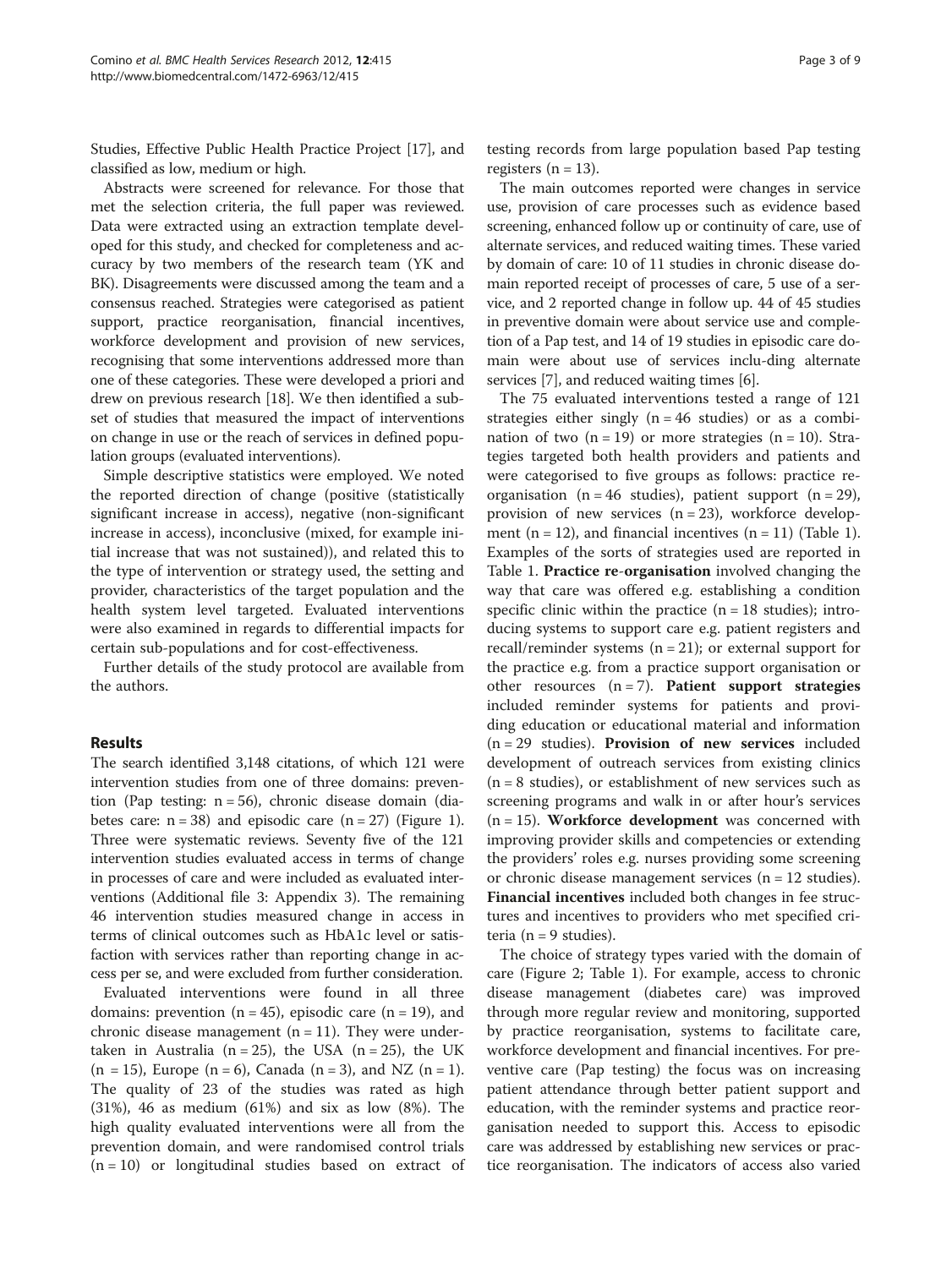Studies, Effective Public Health Practice Project [17], and classified as low, medium or high.

Abstracts were screened for relevance. For those that met the selection criteria, the full paper was reviewed. Data were extracted using an extraction template developed for this study, and checked for completeness and accuracy by two members of the research team (YK and BK). Disagreements were discussed among the team and a consensus reached. Strategies were categorised as patient support, practice reorganisation, financial incentives, workforce development and provision of new services, recognising that some interventions addressed more than one of these categories. These were developed a priori and drew on previous research [18]. We then identified a subset of studies that measured the impact of interventions on change in use or the reach of services in defined population groups (evaluated interventions).

Simple descriptive statistics were employed. We noted the reported direction of change (positive (statistically significant increase in access), negative (non-significant increase in access), inconclusive (mixed, for example initial increase that was not sustained)), and related this to the type of intervention or strategy used, the setting and provider, characteristics of the target population and the health system level targeted. Evaluated interventions were also examined in regards to differential impacts for certain sub-populations and for cost-effectiveness.

Further details of the study protocol are available from the authors.

## Results

The search identified 3,148 citations, of which 121 were intervention studies from one of three domains: prevention (Pap testing: n = 56), chronic disease domain (diabetes care: n = 38) and episodic care (n = 27) (Figure 1). Three were systematic reviews. Seventy five of the 121 intervention studies evaluated access in terms of change in processes of care and were included as evaluated interventions (Additional file 3: Appendix 3). The remaining 46 intervention studies measured change in access in terms of clinical outcomes such as HbA1c level or satisfaction with services rather than reporting change in access per se, and were excluded from further consideration.

Evaluated interventions were found in all three domains: prevention (n = 45), episodic care (n = 19), and chronic disease management (n = 11). They were undertaken in Australia (n = 25), the USA (n = 25), the UK (n = 15), Europe (n = 6), Canada (n = 3), and NZ (n = 1). The quality of 23 of the studies was rated as high (31%), 46 as medium (61%) and six as low (8%). The high quality evaluated interventions were all from the prevention domain, and were randomised control trials (n = 10) or longitudinal studies based on extract of testing records from large population based Pap testing registers (n = 13).

The main outcomes reported were changes in service use, provision of care processes such as evidence based screening, enhanced follow up or continuity of care, use of alternate services, and reduced waiting times. These varied by domain of care: 10 of 11 studies in chronic disease domain reported receipt of processes of care, 5 use of a service, and 2 reported change in follow up. 44 of 45 studies in preventive domain were about service use and completion of a Pap test, and 14 of 19 studies in episodic care domain were about use of services including alternate services [7], and reduced waiting times [6].

The 75 evaluated interventions tested a range of 121 strategies either singly (n = 46 studies) or as a combination of two (n = 19) or more strategies (n = 10). Strategies targeted both health providers and patients and were categorised to five groups as follows: practice reorganisation (n = 46 studies), patient support (n = 29), provision of new services (n = 23), workforce development (n = 12), and financial incentives (n = 11) (Table 1). Examples of the sorts of strategies used are reported in Table 1. **Practice re-organisation** involved changing the way that care was offered e.g. establishing a condition specific clinic within the practice (n = 18 studies); introducing systems to support care e.g. patient registers and recall/reminder systems (n = 21); or external support for the practice e.g. from a practice support organisation or other resources (n = 7). **Patient support strategies** included reminder systems for patients and providing education or educational material and information (n = 29 studies). **Provision of new services** included development of outreach services from existing clinics (n = 8 studies), or establishment of new services such as screening programs and walk in or after hour's services (n = 15). **Workforce development** was concerned with improving provider skills and competencies or extending the providers' roles e.g. nurses providing some screening or chronic disease management services (n = 12 studies). **Financial incentives** included both changes in fee structures and incentives to providers who met specified criteria (n = 9 studies).

The choice of strategy types varied with the domain of care (Figure 2; Table 1). For example, access to chronic disease management (diabetes care) was improved through more regular review and monitoring, supported by practice reorganisation, systems to facilitate care, workforce development and financial incentives. For preventive care (Pap testing) the focus was on increasing patient attendance through better patient support and education, with the reminder systems and practice reorganisation needed to support this. Access to episodic care was addressed by establishing new services or practice reorganisation. The indicators of access also varied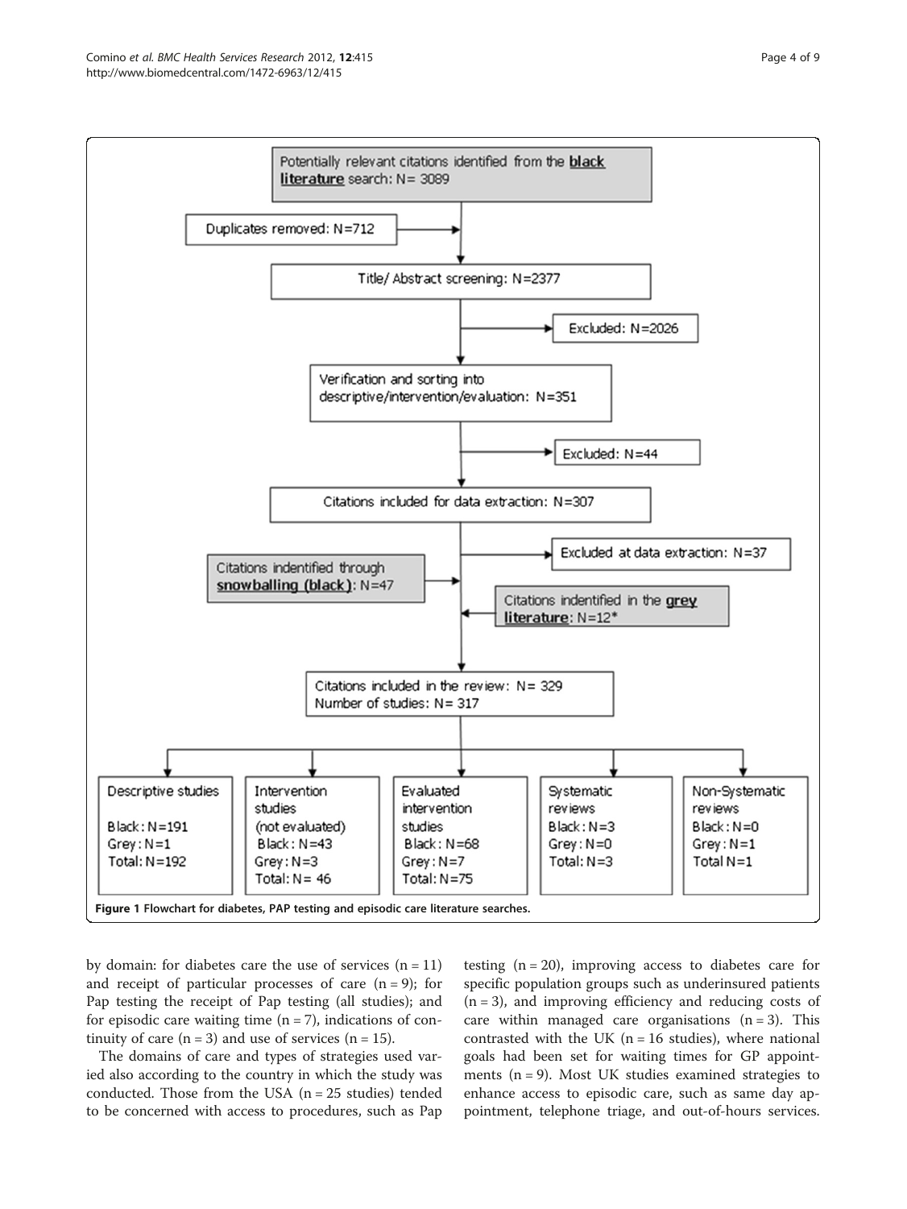Potentially relevant citations identified from the **black literature** search: N= 3089

Duplicates removed: N=712

Title/ Abstract screening: N=2377

Excluded: N=2026

Verification and sorting into descriptive/intervention/evaluation: N=351

Excluded: N=44

Citations included for data extraction: N=307

Excluded at data extraction: N=37

Citations indentified through **snowballing (black)**: N=47

Citations indentified in the **grey literature**: N=12*

Citations included in the review: N= 329
Number of studies: N= 317

| Descriptive studies | Intervention studies (not evaluated) | Evaluated intervention studies | Systematic reviews | Non-Systematic reviews |
|---|---|---|---|---|
| Black: N=191 | Black: N=43 | Black: N=68 | Black: N=3 | Black: N=0 |
| Grey: N=1 | Grey: N=3 | Grey: N=7 | Grey: N=0 | Grey: N=1 |
| Total: N=192 | Total: N= 46 | Total: N=75 | Total: N=3 | Total N=1 |

**Figure 1** Flowchart for diabetes, PAP testing and episodic care literature searches.

by domain: for diabetes care the use of services (n = 11) and receipt of particular processes of care (n = 9); for Pap testing the receipt of Pap testing (all studies); and for episodic care waiting time (n = 7), indications of continuity of care (n = 3) and use of services (n = 15).

The domains of care and types of strategies used varied also according to the country in which the study was conducted. Those from the USA (n = 25 studies) tended to be concerned with access to procedures, such as Pap testing (n = 20), improving access to diabetes care for specific population groups such as underinsured patients (n = 3), and improving efficiency and reducing costs of care within managed care organisations (n = 3). This contrasted with the UK (n = 16 studies), where national goals had been set for waiting times for GP appointments (n = 9). Most UK studies examined strategies to enhance access to episodic care, such as same day appointment, telephone triage, and out-of-hours services.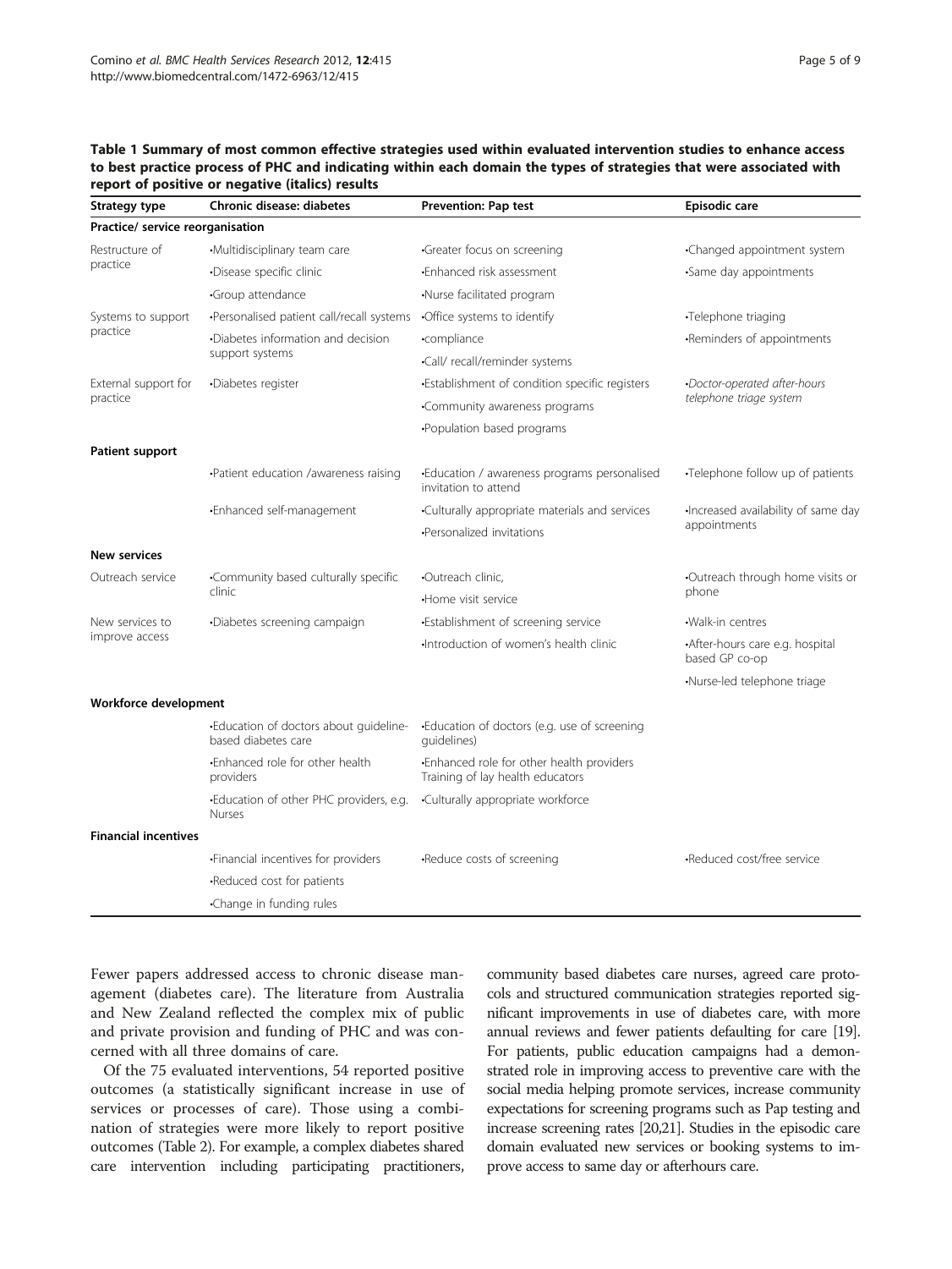**Table 1 Summary of most common effective strategies used within evaluated intervention studies to enhance access to best practice process of PHC and indicating within each domain the types of strategies that were associated with report of positive or negative (italics) results**

| Strategy type | Chronic disease: diabetes | Prevention: Pap test | Episodic care |
|---|---|---|---|
| **Practice/ service reorganisation** | | | |
| Restructure of practice | •Multidisciplinary team care | •Greater focus on screening | •Changed appointment system |
| | •Disease specific clinic | •Enhanced risk assessment | •Same day appointments |
| | •Group attendance | •Nurse facilitated program | |
| Systems to support practice | •Personalised patient call/recall systems | •Office systems to identify | •Telephone triaging |
| | •Diabetes information and decision support systems | •compliance | •Reminders of appointments |
| | | •Call/ recall/reminder systems | |
| External support for practice | •Diabetes register | •Establishment of condition specific registers | *•Doctor-operated after-hours telephone triage system* |
| | | •Community awareness programs | |
| | | •Population based programs | |
| **Patient support** | | | |
| | •Patient education /awareness raising | •Education / awareness programs personalised invitation to attend | •Telephone follow up of patients |
| | •Enhanced self-management | •Culturally appropriate materials and services | •Increased availability of same day appointments |
| | | •Personalized invitations | |
| **New services** | | | |
| Outreach service | •Community based culturally specific clinic | •Outreach clinic, | •Outreach through home visits or phone |
| | | •Home visit service | |
| New services to improve access | •Diabetes screening campaign | •Establishment of screening service | •Walk-in centres |
| | | •Introduction of women's health clinic | •After-hours care e.g. hospital based GP co-op |
| | | | •Nurse-led telephone triage |
| **Workforce development** | | | |
| | •Education of doctors about guideline-based diabetes care | •Education of doctors (e.g. use of screening guidelines) | |
| | •Enhanced role for other health providers | •Enhanced role for other health providers Training of lay health educators | |
| | •Education of other PHC providers, e.g. Nurses | •Culturally appropriate workforce | |
| **Financial incentives** | | | |
| | •Financial incentives for providers | •Reduce costs of screening | •Reduced cost/free service |
| | •Reduced cost for patients | | |
| | •Change in funding rules | | |

Fewer papers addressed access to chronic disease management (diabetes care). The literature from Australia and New Zealand reflected the complex mix of public and private provision and funding of PHC and was concerned with all three domains of care.

Of the 75 evaluated interventions, 54 reported positive outcomes (a statistically significant increase in use of services or processes of care). Those using a combination of strategies were more likely to report positive outcomes (Table 2). For example, a complex diabetes shared care intervention including participating practitioners, community based diabetes care nurses, agreed care protocols and structured communication strategies reported significant improvements in use of diabetes care, with more annual reviews and fewer patients defaulting for care [19]. For patients, public education campaigns had a demonstrated role in improving access to preventive care with the social media helping promote services, increase community expectations for screening programs such as Pap testing and increase screening rates [20,21]. Studies in the episodic care domain evaluated new services or booking systems to improve access to same day or afterhours care.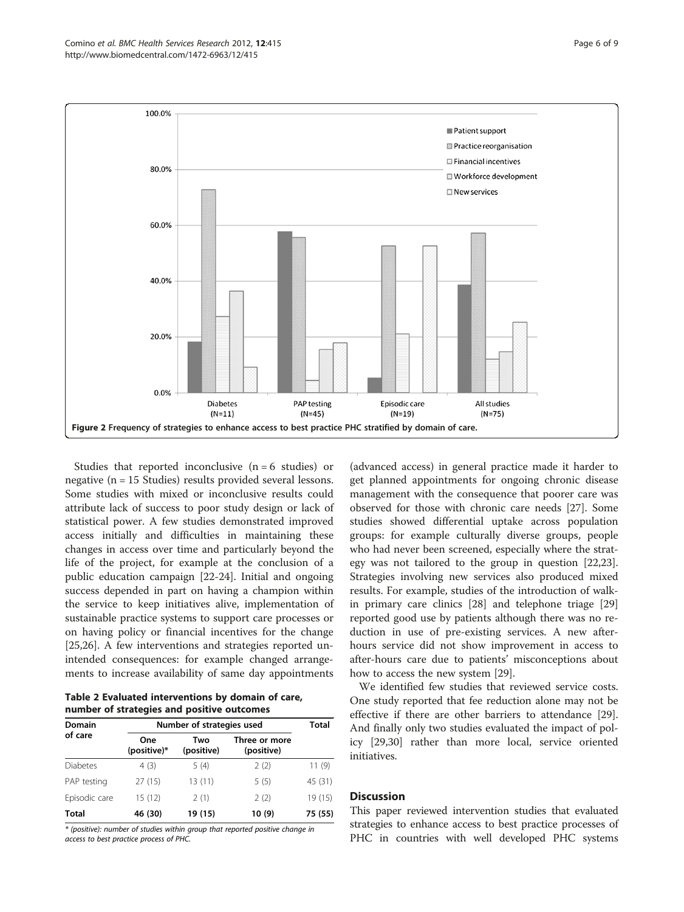Figure 2 Frequency of strategies to enhance access to best practice PHC stratified by domain of care.

Studies that reported inconclusive (n = 6 studies) or negative (n = 15 Studies) results provided several lessons. Some studies with mixed or inconclusive results could attribute lack of success to poor study design or lack of statistical power. A few studies demonstrated improved access initially and difficulties in maintaining these changes in access over time and particularly beyond the life of the project, for example at the conclusion of a public education campaign [22-24]. Initial and ongoing success depended in part on having a champion within the service to keep initiatives alive, implementation of sustainable practice systems to support care processes or on having policy or financial incentives for the change [25,26]. A few interventions and strategies reported unintended consequences: for example changed arrangements to increase availability of same day appointments (advanced access) in general practice made it harder to get planned appointments for ongoing chronic disease management with the consequence that poorer care was observed for those with chronic care needs [27]. Some studies showed differential uptake across population groups: for example culturally diverse groups, people who had never been screened, especially where the strategy was not tailored to the group in question [22,23]. Strategies involving new services also produced mixed results. For example, studies of the introduction of walk-in primary care clinics [28] and telephone triage [29] reported good use by patients although there was no reduction in use of pre-existing services. A new after-hours service did not show improvement in access to after-hours care due to patients' misconceptions about how to access the new system [29].

We identified few studies that reviewed service costs. One study reported that fee reduction alone may not be effective if there are other barriers to attendance [29]. And finally only two studies evaluated the impact of policy [29,30] rather than more local, service oriented initiatives.

**Table 2 Evaluated interventions by domain of care, number of strategies and positive outcomes**

| Domain of care | Number of strategies used | | | Total |
|---|---|---|---|---|
| | One (positive)* | Two (positive) | Three or more (positive) | |
| Diabetes | 4 (3) | 5 (4) | 2 (2) | 11 (9) |
| PAP testing | 27 (15) | 13 (11) | 5 (5) | 45 (31) |
| Episodic care | 15 (12) | 2 (1) | 2 (2) | 19 (15) |
| **Total** | **46 (30)** | **19 (15)** | **10 (9)** | **75 (55)** |

*\* (positive): number of studies within group that reported positive change in access to best practice process of PHC.*

## Discussion

This paper reviewed intervention studies that evaluated strategies to enhance access to best practice processes of PHC in countries with well developed PHC systems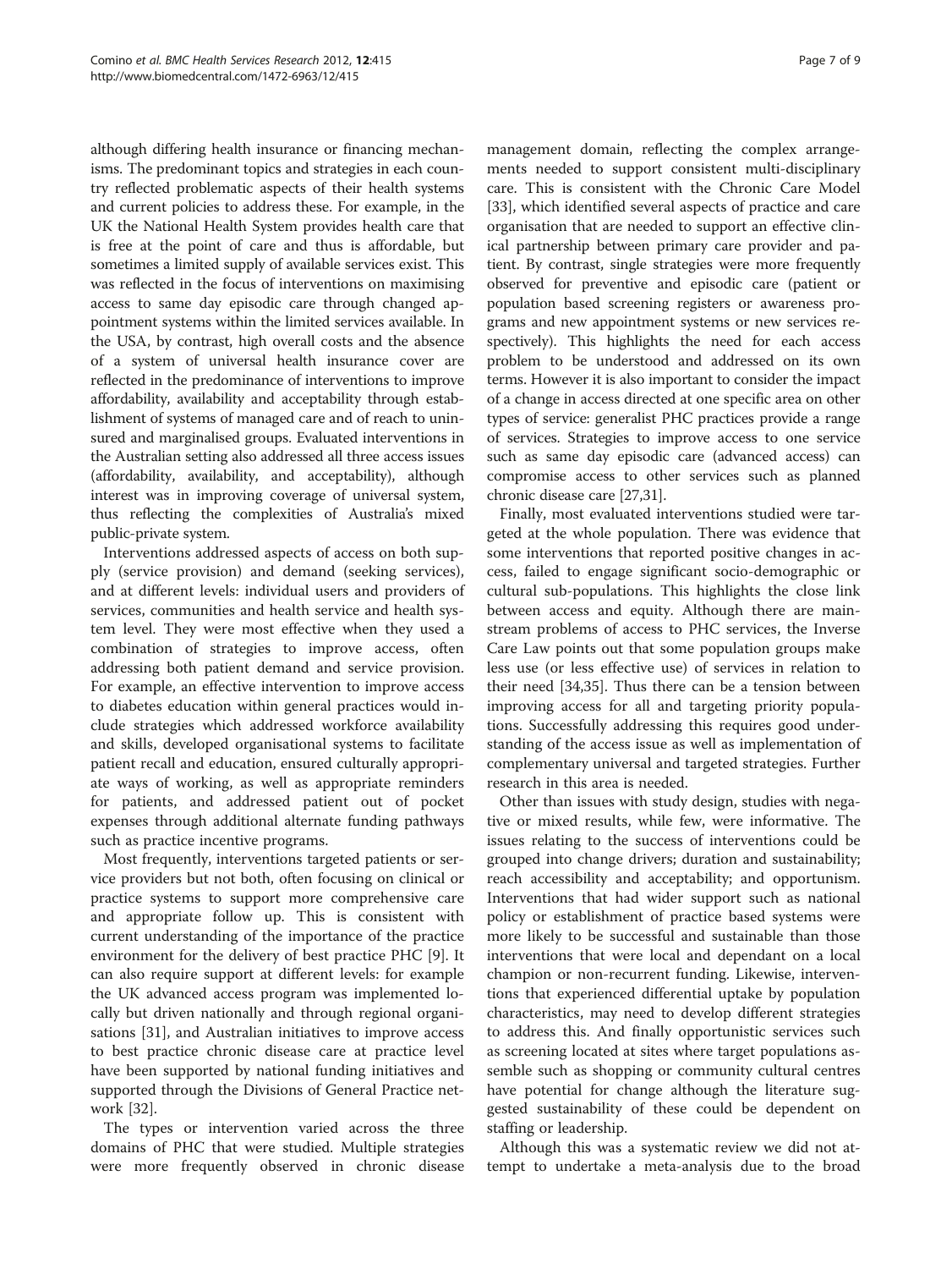although differing health insurance or financing mechanisms. The predominant topics and strategies in each country reflected problematic aspects of their health systems and current policies to address these. For example, in the UK the National Health System provides health care that is free at the point of care and thus is affordable, but sometimes a limited supply of available services exist. This was reflected in the focus of interventions on maximising access to same day episodic care through changed appointment systems within the limited services available. In the USA, by contrast, high overall costs and the absence of a system of universal health insurance cover are reflected in the predominance of interventions to improve affordability, availability and acceptability through establishment of systems of managed care and of reach to uninsured and marginalised groups. Evaluated interventions in the Australian setting also addressed all three access issues (affordability, availability, and acceptability), although interest was in improving coverage of universal system, thus reflecting the complexities of Australia's mixed public-private system.

Interventions addressed aspects of access on both supply (service provision) and demand (seeking services), and at different levels: individual users and providers of services, communities and health service and health system level. They were most effective when they used a combination of strategies to improve access, often addressing both patient demand and service provision. For example, an effective intervention to improve access to diabetes education within general practices would include strategies which addressed workforce availability and skills, developed organisational systems to facilitate patient recall and education, ensured culturally appropriate ways of working, as well as appropriate reminders for patients, and addressed patient out of pocket expenses through additional alternate funding pathways such as practice incentive programs.

Most frequently, interventions targeted patients or service providers but not both, often focusing on clinical or practice systems to support more comprehensive care and appropriate follow up. This is consistent with current understanding of the importance of the practice environment for the delivery of best practice PHC [9]. It can also require support at different levels: for example the UK advanced access program was implemented locally but driven nationally and through regional organisations [31], and Australian initiatives to improve access to best practice chronic disease care at practice level have been supported by national funding initiatives and supported through the Divisions of General Practice network [32].

The types or intervention varied across the three domains of PHC that were studied. Multiple strategies were more frequently observed in chronic disease management domain, reflecting the complex arrangements needed to support consistent multi-disciplinary care. This is consistent with the Chronic Care Model [33], which identified several aspects of practice and care organisation that are needed to support an effective clinical partnership between primary care provider and patient. By contrast, single strategies were more frequently observed for preventive and episodic care (patient or population based screening registers or awareness programs and new appointment systems or new services respectively). This highlights the need for each access problem to be understood and addressed on its own terms. However it is also important to consider the impact of a change in access directed at one specific area on other types of service: generalist PHC practices provide a range of services. Strategies to improve access to one service such as same day episodic care (advanced access) can compromise access to other services such as planned chronic disease care [27,31].

Finally, most evaluated interventions studied were targeted at the whole population. There was evidence that some interventions that reported positive changes in access, failed to engage significant socio-demographic or cultural sub-populations. This highlights the close link between access and equity. Although there are mainstream problems of access to PHC services, the Inverse Care Law points out that some population groups make less use (or less effective use) of services in relation to their need [34,35]. Thus there can be a tension between improving access for all and targeting priority populations. Successfully addressing this requires good understanding of the access issue as well as implementation of complementary universal and targeted strategies. Further research in this area is needed.

Other than issues with study design, studies with negative or mixed results, while few, were informative. The issues relating to the success of interventions could be grouped into change drivers; duration and sustainability; reach accessibility and acceptability; and opportunism. Interventions that had wider support such as national policy or establishment of practice based systems were more likely to be successful and sustainable than those interventions that were local and dependant on a local champion or non-recurrent funding. Likewise, interventions that experienced differential uptake by population characteristics, may need to develop different strategies to address this. And finally opportunistic services such as screening located at sites where target populations assemble such as shopping or community cultural centres have potential for change although the literature suggested sustainability of these could be dependent on staffing or leadership.

Although this was a systematic review we did not attempt to undertake a meta-analysis due to the broad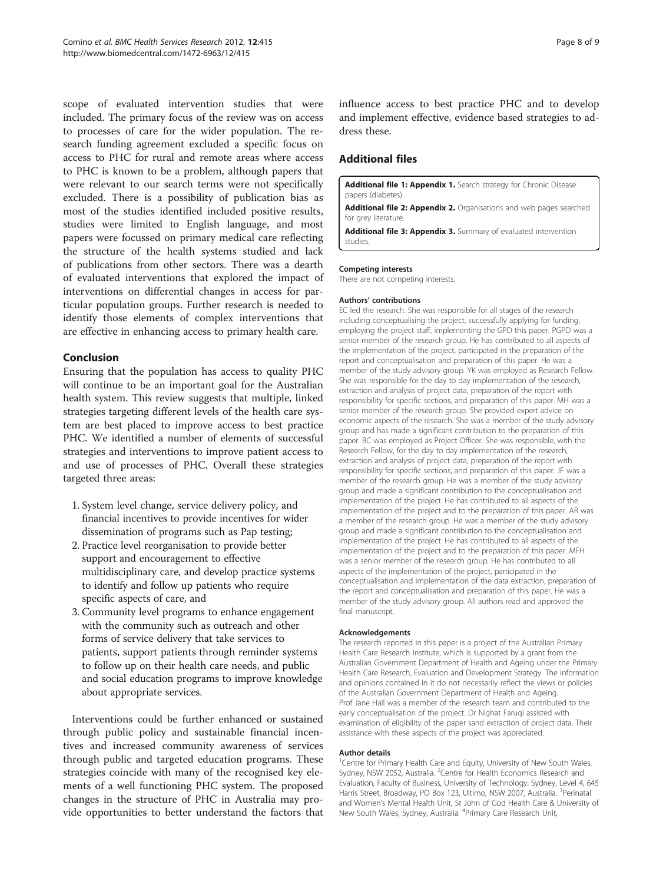scope of evaluated intervention studies that were included. The primary focus of the review was on access to processes of care for the wider population. The research funding agreement excluded a specific focus on access to PHC for rural and remote areas where access to PHC is known to be a problem, although papers that were relevant to our search terms were not specifically excluded. There is a possibility of publication bias as most of the studies identified included positive results, studies were limited to English language, and most papers were focussed on primary medical care reflecting the structure of the health systems studied and lack of publications from other sectors. There was a dearth of evaluated interventions that explored the impact of interventions on differential changes in access for particular population groups. Further research is needed to identify those elements of complex interventions that are effective in enhancing access to primary health care.

## Conclusion

Ensuring that the population has access to quality PHC will continue to be an important goal for the Australian health system. This review suggests that multiple, linked strategies targeting different levels of the health care system are best placed to improve access to best practice PHC. We identified a number of elements of successful strategies and interventions to improve patient access to and use of processes of PHC. Overall these strategies targeted three areas:

1. System level change, service delivery policy, and financial incentives to provide incentives for wider dissemination of programs such as Pap testing;
2. Practice level reorganisation to provide better support and encouragement to effective multidisciplinary care, and develop practice systems to identify and follow up patients who require specific aspects of care, and
3. Community level programs to enhance engagement with the community such as outreach and other forms of service delivery that take services to patients, support patients through reminder systems to follow up on their health care needs, and public and social education programs to improve knowledge about appropriate services.

Interventions could be further enhanced or sustained through public policy and sustainable financial incentives and increased community awareness of services through public and targeted education programs. These strategies coincide with many of the recognised key elements of a well functioning PHC system. The proposed changes in the structure of PHC in Australia may provide opportunities to better understand the factors that influence access to best practice PHC and to develop and implement effective, evidence based strategies to address these.

## Additional files

**Additional file 1: Appendix 1.** Search strategy for Chronic Disease papers (diabetes).

**Additional file 2: Appendix 2.** Organisations and web pages searched for grey literature.

**Additional file 3: Appendix 3.** Summary of evaluated intervention studies.

### Competing interests

There are not competing interests.

### Authors' contributions

EC led the research. She was responsible for all stages of the research including conceptualising the project, successfully applying for funding, employing the project staff, implementing the GPD this paper. PGPD was a senior member of the research group. He has contributed to all aspects of the implementation of the project, participated in the preparation of the report and conceptualisation and preparation of this paper. He was a member of the study advisory group. YK was employed as Research Fellow. She was responsible for the day to day implementation of the research, extraction and analysis of project data, preparation of the report with responsibility for specific sections, and preparation of this paper. MH was a senior member of the research group. She provided expert advice on economic aspects of the research. She was a member of the study advisory group and has made a significant contribution to the preparation of this paper. BC was employed as Project Officer. She was responsible, with the Research Fellow, for the day to day implementation of the research, extraction and analysis of project data, preparation of the report with responsibility for specific sections, and preparation of this paper. JF was a member of the research group. He was a member of the study advisory group and made a significant contribution to the conceptualisation and implementation of the project. He has contributed to all aspects of the implementation of the project and to the preparation of this paper. AR was a member of the research group. He was a member of the study advisory group and made a significant contribution to the conceptualisation and implementation of the project. He has contributed to all aspects of the implementation of the project and to the preparation of this paper. MFH was a senior member of the research group. He has contributed to all aspects of the implementation of the project, participated in the conceptualisation and implementation of the data extraction, preparation of the report and conceptualisation and preparation of this paper. He was a member of the study advisory group. All authors read and approved the final manuscript.

### Acknowledgements

The research reported in this paper is a project of the Australian Primary Health Care Research Institute, which is supported by a grant from the Australian Government Department of Health and Ageing under the Primary Health Care Research, Evaluation and Development Strategy. The information and opinions contained in it do not necessarily reflect the views or policies of the Australian Government Department of Health and Ageing.
Prof Jane Hall was a member of the research team and contributed to the early conceptualisation of the project. Dr Nighat Faruqi assisted with examination of eligibility of the paper sand extraction of project data. Their assistance with these aspects of the project was appreciated.

### Author details

[1]Centre for Primary Health Care and Equity, University of New South Wales, Sydney, NSW 2052, Australia. [2]Centre for Health Economics Research and Evaluation, Faculty of Business, University of Technology, Sydney, Level 4, 645 Harris Street, Broadway, PO Box 123, Ultimo, NSW 2007, Australia. [3]Perinatal and Women's Mental Health Unit, St John of God Health Care & University of New South Wales, Sydney, Australia. [4]Primary Care Research Unit,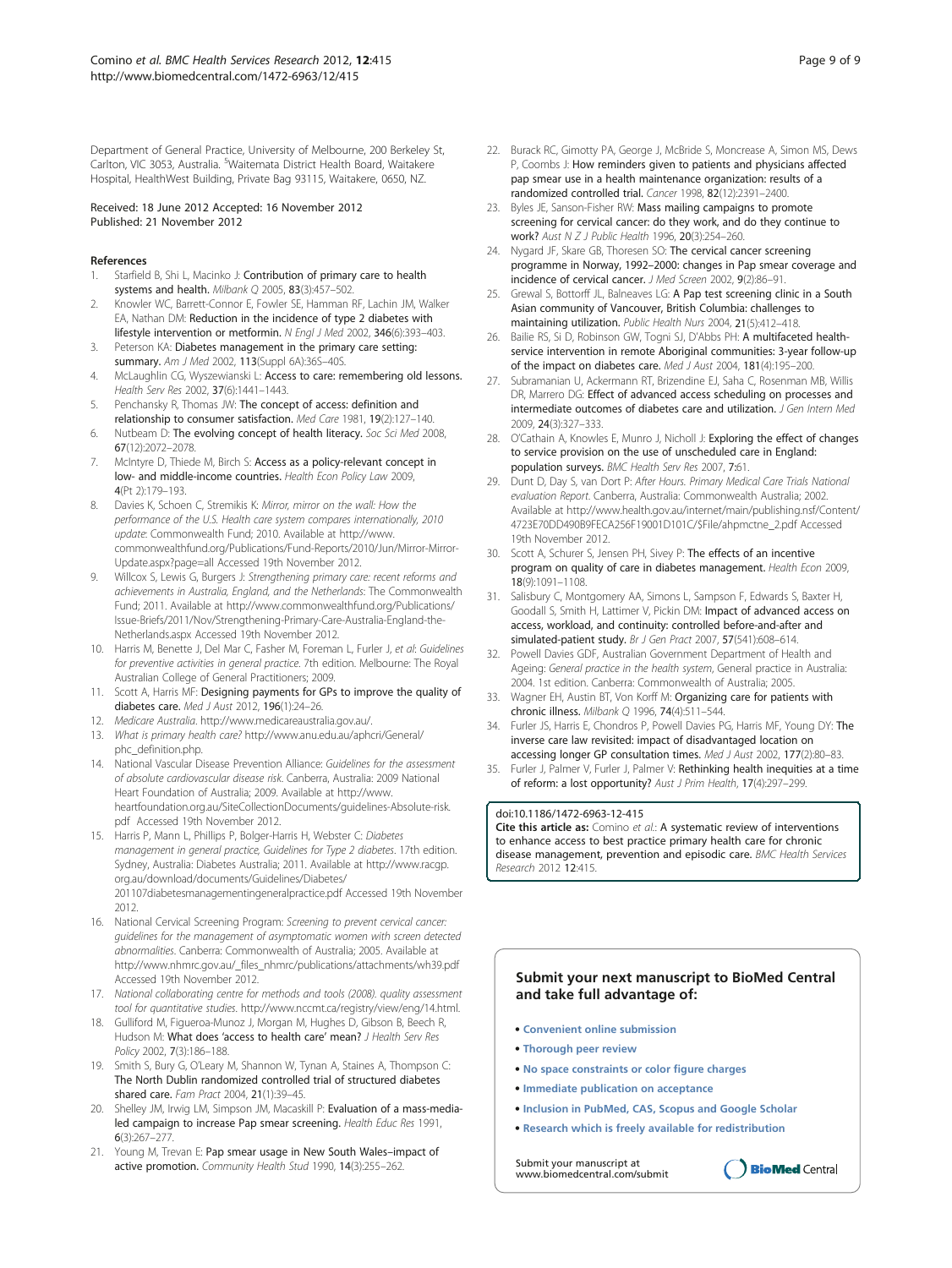Department of General Practice, University of Melbourne, 200 Berkeley St, Carlton, VIC 3053, Australia. [5]Waitemata District Health Board, Waitakere Hospital, HealthWest Building, Private Bag 93115, Waitakere, 0650, NZ.

Received: 18 June 2012 Accepted: 16 November 2012
Published: 21 November 2012

## References

1. Starfield B, Shi L, Macinko J: **Contribution of primary care to health systems and health.** *Milbank Q* 2005, **83**(3):457–502.
2. Knowler WC, Barrett-Connor E, Fowler SE, Hamman RF, Lachin JM, Walker EA, Nathan DM: **Reduction in the incidence of type 2 diabetes with lifestyle intervention or metformin.** *N Engl J Med* 2002, **346**(6):393–403.
3. Peterson KA: **Diabetes management in the primary care setting: summary.** *Am J Med* 2002, **113**(Suppl 6A):36S–40S.
4. McLaughlin CG, Wyszewianski L: **Access to care: remembering old lessons.** *Health Serv Res* 2002, **37**(6):1441–1443.
5. Penchansky R, Thomas JW: **The concept of access: definition and relationship to consumer satisfaction.** *Med Care* 1981, **19**(2):127–140.
6. Nutbeam D: **The evolving concept of health literacy.** *Soc Sci Med* 2008, **67**(12):2072–2078.
7. McIntyre D, Thiede M, Birch S: **Access as a policy-relevant concept in low- and middle-income countries.** *Health Econ Policy Law* 2009, **4**(Pt 2):179–193.
8. Davies K, Schoen C, Stremikis K: *Mirror, mirror on the wall: How the performance of the U.S. Health care system compares internationally, 2010 update*: Commonwealth Fund; 2010. Available at http://www.commonwealthfund.org/Publications/Fund-Reports/2010/Jun/Mirror-Mirror-Update.aspx?page=all Accessed 19th November 2012.
9. Willcox S, Lewis G, Burgers J: *Strengthening primary care: recent reforms and achievements in Australia, England, and the Netherlands*: The Commonwealth Fund; 2011. Available at http://www.commonwealthfund.org/Publications/Issue-Briefs/2011/Nov/Strengthening-Primary-Care-Australia-England-the-Netherlands.aspx Accessed 19th November 2012.
10. Harris M, Benette J, Del Mar C, Fasher M, Foreman L, Furler J, *et al*: *Guidelines for preventive activities in general practice*. 7th edition. Melbourne: The Royal Australian College of General Practitioners; 2009.
11. Scott A, Harris MF: **Designing payments for GPs to improve the quality of diabetes care.** *Med J Aust* 2012, **196**(1):24–26.
12. *Medicare Australia*. http://www.medicareaustralia.gov.au/.
13. *What is primary health care?* http://www.anu.edu.au/aphcri/General/phc_definition.php.
14. National Vascular Disease Prevention Alliance: *Guidelines for the assessment of absolute cardiovascular disease risk*. Canberra, Australia: 2009 National Heart Foundation of Australia; 2009. Available at http://www.heartfoundation.org.au/SiteCollectionDocuments/guidelines-Absolute-risk.pdf Accessed 19th November 2012.
15. Harris P, Mann L, Phillips P, Bolger-Harris H, Webster C: *Diabetes management in general practice, Guidelines for Type 2 diabetes*. 17th edition. Sydney, Australia: Diabetes Australia; 2011. Available at http://www.racgp.org.au/download/documents/Guidelines/Diabetes/201107diabetesmanagementingeneralpractice.pdf Accessed 19th November 2012.
16. National Cervical Screening Program: *Screening to prevent cervical cancer: guidelines for the management of asymptomatic women with screen detected abnormalities*. Canberra: Commonwealth of Australia; 2005. Available at http://www.nhmrc.gov.au/_files_nhmrc/publications/attachments/wh39.pdf Accessed 19th November 2012.
17. *National collaborating centre for methods and tools (2008). quality assessment tool for quantitative studies*. http://www.nccmt.ca/registry/view/eng/14.html.
18. Gulliford M, Figueroa-Munoz J, Morgan M, Hughes D, Gibson B, Beech R, Hudson M: **What does 'access to health care' mean?** *J Health Serv Res Policy* 2002, **7**(3):186–188.
19. Smith S, Bury G, O'Leary M, Shannon W, Tynan A, Staines A, Thompson C: **The North Dublin randomized controlled trial of structured diabetes shared care.** *Fam Pract* 2004, **21**(1):39–45.
20. Shelley JM, Irwig LM, Simpson JM, Macaskill P: **Evaluation of a mass-media-led campaign to increase Pap smear screening.** *Health Educ Res* 1991, **6**(3):267–277.
21. Young M, Trevan E: **Pap smear usage in New South Wales–impact of active promotion.** *Community Health Stud* 1990, **14**(3):255–262.
22. Burack RC, Gimotty PA, George J, McBride S, Moncrease A, Simon MS, Dews P, Coombs J: **How reminders given to patients and physicians affected pap smear use in a health maintenance organization: results of a randomized controlled trial.** *Cancer* 1998, **82**(12):2391–2400.
23. Byles JE, Sanson-Fisher RW: **Mass mailing campaigns to promote screening for cervical cancer: do they work, and do they continue to work?** *Aust N Z J Public Health* 1996, **20**(3):254–260.
24. Nygard JF, Skare GB, Thoresen SO: **The cervical cancer screening programme in Norway, 1992–2000: changes in Pap smear coverage and incidence of cervical cancer.** *J Med Screen* 2002, **9**(2):86–91.
25. Grewal S, Bottorff JL, Balneaves LG: **A Pap test screening clinic in a South Asian community of Vancouver, British Columbia: challenges to maintaining utilization.** *Public Health Nurs* 2004, **21**(5):412–418.
26. Bailie RS, Si D, Robinson GW, Togni SJ, D'Abbs PH: **A multifaceted health-service intervention in remote Aboriginal communities: 3-year follow-up of the impact on diabetes care.** *Med J Aust* 2004, **181**(4):195–200.
27. Subramanian U, Ackermann RT, Brizendine EJ, Saha C, Rosenman MB, Willis DR, Marrero DG: **Effect of advanced access scheduling on processes and intermediate outcomes of diabetes care and utilization.** *J Gen Intern Med* 2009, **24**(3):327–333.
28. O'Cathain A, Knowles E, Munro J, Nicholl J: **Exploring the effect of changes to service provision on the use of unscheduled care in England: population surveys.** *BMC Health Serv Res* 2007, **7**:61.
29. Dunt D, Day S, van Dort P: *After Hours. Primary Medical Care Trials National evaluation Report*. Canberra, Australia: Commonwealth Australia; 2002. Available at http://www.health.gov.au/internet/main/publishing.nsf/Content/4723E70DD490B9FECA256F19001D101C/$File/ahpmctne_2.pdf Accessed 19th November 2012.
30. Scott A, Schurer S, Jensen PH, Sivey P: **The effects of an incentive program on quality of care in diabetes management.** *Health Econ* 2009, **18**(9):1091–1108.
31. Salisbury C, Montgomery AA, Simons L, Sampson F, Edwards S, Baxter H, Goodall S, Smith H, Lattimer V, Pickin DM: **Impact of advanced access on access, workload, and continuity: controlled before-and-after and simulated-patient study.** *Br J Gen Pract* 2007, **57**(541):608–614.
32. Powell Davies GDF, Australian Government Department of Health and Ageing: *General practice in the health system*, General practice in Australia: 2004. 1st edition. Canberra: Commonwealth of Australia; 2005.
33. Wagner EH, Austin BT, Von Korff M: **Organizing care for patients with chronic illness.** *Milbank Q* 1996, **74**(4):511–544.
34. Furler JS, Harris E, Chondros P, Powell Davies PG, Harris MF, Young DY: **The inverse care law revisited: impact of disadvantaged location on accessing longer GP consultation times.** *Med J Aust* 2002, **177**(2):80–83.
35. Furler J, Palmer V, Furler J, Palmer V: **Rethinking health inequities at a time of reform: a lost opportunity?** *Aust J Prim Health*, **17**(4):297–299.

doi:10.1186/1472-6963-12-415
**Cite this article as:** Comino *et al.*: A systematic review of interventions to enhance access to best practice primary health care for chronic disease management, prevention and episodic care. *BMC Health Services Research* 2012 **12**:415.

**Submit your next manuscript to BioMed Central and take full advantage of:**

- **Convenient online submission**
- **Thorough peer review**
- **No space constraints or color figure charges**
- **Immediate publication on acceptance**
- **Inclusion in PubMed, CAS, Scopus and Google Scholar**
- **Research which is freely available for redistribution**

Submit your manuscript at www.biomedcentral.com/submit

BioMed Central